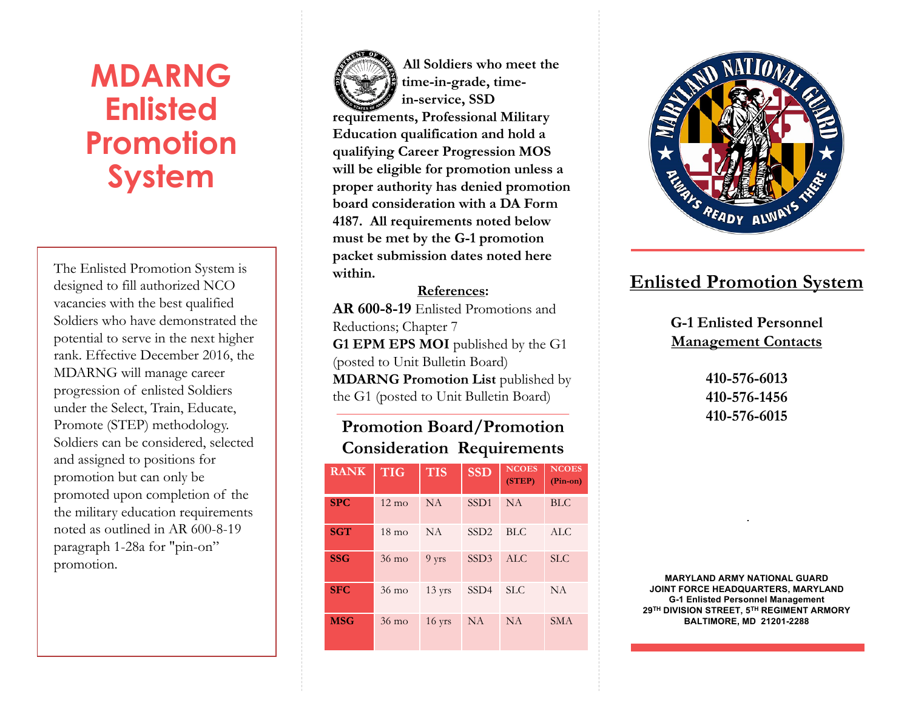# MDARNG Enlisted Promotion System

The Enlisted Promotion System is designed to fill authorized NCO vacancies with the best qualified Soldiers who have demonstrated the potential to serve in the next higher rank. Effective December 2016, the MDARNG will manage career progression of enlisted Soldiers under the Select, Train, Educate, Promote (STEP) methodology. Soldiers can be considered, selected and assigned to positions for promotion but can only be promoted upon completion of the the military education requirements noted as outlined in AR 600-8-19 paragraph 1-28a for "pin-on" promotion.

**All Soldiers who meet the time-in-grade, time-in-service, SSD requirements, Professional Military Education qualification and hold a qualifying Career Progression MOS will be eligible for promotion unless a proper authority has denied promotion board consideration with a DA Form 4187. All requirements noted below must be met by the G-1 promotion packet submission dates noted here within.**

**References:**

**AR 600-8-19** Enlisted Promotions and Reductions; Chapter 7

**G1 EPM EPS MOI** published by the G1 (posted to Unit Bulletin Board)

**MDARNG Promotion List** published by the G1 (posted to Unit Bulletin Board)

## Promotion Board/Promotion Consideration Requirements

| RANK | TIG | TIS | SSD | NCOES (STEP) | NCOES (Pin-on) |
|---|---|---|---|---|---|
| **SPC** | 12 mo | NA | SSD1 | NA | BLC |
| **SGT** | 18 mo | NA | SSD2 | BLC | ALC |
| **SSG** | 36 mo | 9 yrs | SSD3 | ALC | SLC |
| **SFC** | 36 mo | 13 yrs | SSD4 | SLC | NA |
| **MSG** | 36 mo | 16 yrs | NA | NA | SMA |

## Enlisted Promotion System

**G-1 Enlisted Personnel Management Contacts**

**410-576-6013**
**410-576-1456**
**410-576-6015**

**MARYLAND ARMY NATIONAL GUARD**
**JOINT FORCE HEADQUARTERS, MARYLAND**
**G-1 Enlisted Personnel Management**
**29TH DIVISION STREET, 5TH REGIMENT ARMORY**
**BALTIMORE, MD 21201-2288**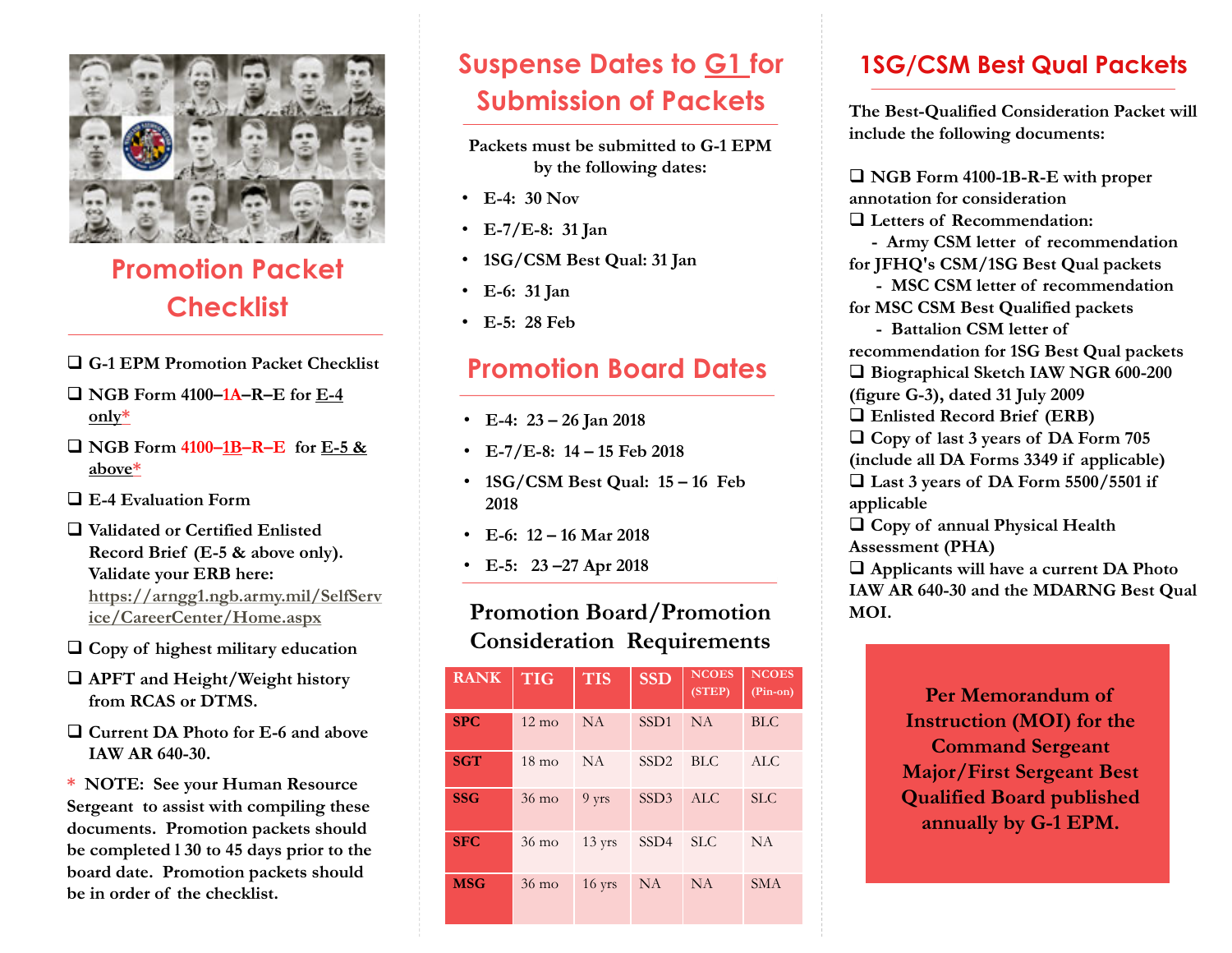## Promotion Packet Checklist

- ❑ G-1 EPM Promotion Packet Checklist
- ❑ NGB Form 4100–1A–R–E for E-4 only*
- ❑ NGB Form 4100–1B–R–E for E-5 & above*
- ❑ E-4 Evaluation Form
- ❑ Validated or Certified Enlisted Record Brief (E-5 & above only). Validate your ERB here: https://arngg1.ngb.army.mil/SelfService/CareerCenter/Home.aspx
- ❑ Copy of highest military education
- ❑ APFT and Height/Weight history from RCAS or DTMS.
- ❑ Current DA Photo for E-6 and above IAW AR 640-30.

\* NOTE: See your Human Resource Sergeant to assist with compiling these documents. Promotion packets should be completed l 30 to 45 days prior to the board date. Promotion packets should be in order of the checklist.

## Suspense Dates to G1 for Submission of Packets

Packets must be submitted to G-1 EPM by the following dates:

- E-4: 30 Nov
- E-7/E-8: 31 Jan
- 1SG/CSM Best Qual: 31 Jan
- E-6: 31 Jan
- E-5: 28 Feb

## Promotion Board Dates

- E-4: 23 – 26 Jan 2018
- E-7/E-8: 14 – 15 Feb 2018
- 1SG/CSM Best Qual: 15 – 16 Feb 2018
- E-6: 12 – 16 Mar 2018
- E-5: 23 –27 Apr 2018

### Promotion Board/Promotion Consideration Requirements

| RANK | TIG | TIS | SSD | NCOES (STEP) | NCOES (Pin-on) |
|---|---|---|---|---|---|
| SPC | 12 mo | NA | SSD1 | NA | BLC |
| SGT | 18 mo | NA | SSD2 | BLC | ALC |
| SSG | 36 mo | 9 yrs | SSD3 | ALC | SLC |
| SFC | 36 mo | 13 yrs | SSD4 | SLC | NA |
| MSG | 36 mo | 16 yrs | NA | NA | SMA |

## 1SG/CSM Best Qual Packets

The Best-Qualified Consideration Packet will include the following documents:

❑ NGB Form 4100-1B-R-E with proper annotation for consideration
❑ Letters of Recommendation:
- Army CSM letter of recommendation for JFHQ's CSM/1SG Best Qual packets
- MSC CSM letter of recommendation for MSC CSM Best Qualified packets
- Battalion CSM letter of recommendation for 1SG Best Qual packets

❑ Biographical Sketch IAW NGR 600-200 (figure G-3), dated 31 July 2009
❑ Enlisted Record Brief (ERB)
❑ Copy of last 3 years of DA Form 705 (include all DA Forms 3349 if applicable)
❑ Last 3 years of DA Form 5500/5501 if applicable
❑ Copy of annual Physical Health Assessment (PHA)
❑ Applicants will have a current DA Photo IAW AR 640-30 and the MDARNG Best Qual MOI.

**Per Memorandum of Instruction (MOI) for the Command Sergeant Major/First Sergeant Best Qualified Board published annually by G-1 EPM.**